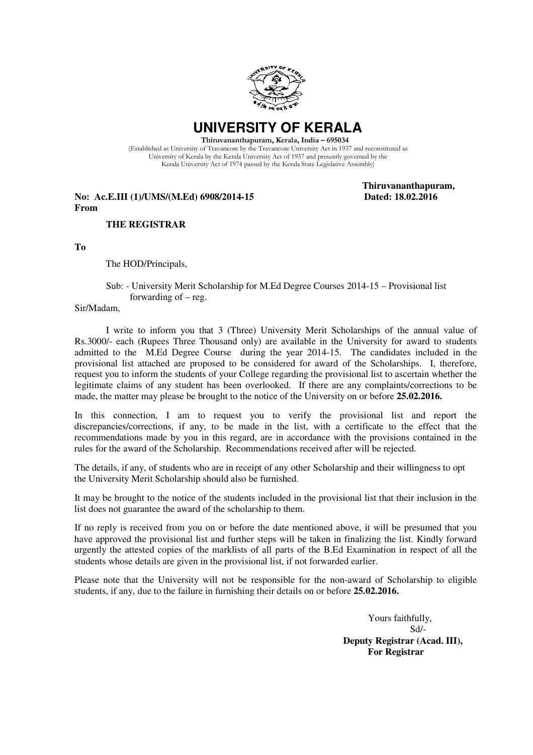# UNIVERSITY OF KERALA

**Thiruvananthapuram, Kerala, India – 695034**

(Established as University of Travancore by the Travancore University Act in 1937 and reconstituted as University of Kerala by the Kerala University Act of 1957 and presently governed by the Kerala University Act of 1974 passed by the Kerala State Legislative Assembly)

**No: Ac.E.III (1)/UMS/(M.Ed) 6908/2014-15** 
**Thiruvananthapuram,**
**Dated: 18.02.2016**

**From**

**THE REGISTRAR**

**To**

The HOD/Principals,

Sub: - University Merit Scholarship for M.Ed Degree Courses 2014-15 – Provisional list forwarding of – reg.

Sir/Madam,

I write to inform you that 3 (Three) University Merit Scholarships of the annual value of Rs.3000/- each (Rupees Three Thousand only) are available in the University for award to students admitted to the M.Ed Degree Course during the year 2014-15. The candidates included in the provisional list attached are proposed to be considered for award of the Scholarships. I, therefore, request you to inform the students of your College regarding the provisional list to ascertain whether the legitimate claims of any student has been overlooked. If there are any complaints/corrections to be made, the matter may please be brought to the notice of the University on or before **25.02.2016.**

In this connection, I am to request you to verify the provisional list and report the discrepancies/corrections, if any, to be made in the list, with a certificate to the effect that the recommendations made by you in this regard, are in accordance with the provisions contained in the rules for the award of the Scholarship. Recommendations received after will be rejected.

The details, if any, of students who are in receipt of any other Scholarship and their willingness to opt the University Merit Scholarship should also be furnished.

It may be brought to the notice of the students included in the provisional list that their inclusion in the list does not guarantee the award of the scholarship to them.

If no reply is received from you on or before the date mentioned above, it will be presumed that you have approved the provisional list and further steps will be taken in finalizing the list. Kindly forward urgently the attested copies of the marklists of all parts of the B.Ed Examination in respect of all the students whose details are given in the provisional list, if not forwarded earlier.

Please note that the University will not be responsible for the non-award of Scholarship to eligible students, if any, due to the failure in furnishing their details on or before **25.02.2016.**

Yours faithfully,

Sd/-

**Deputy Registrar (Acad. III),**
**For Registrar**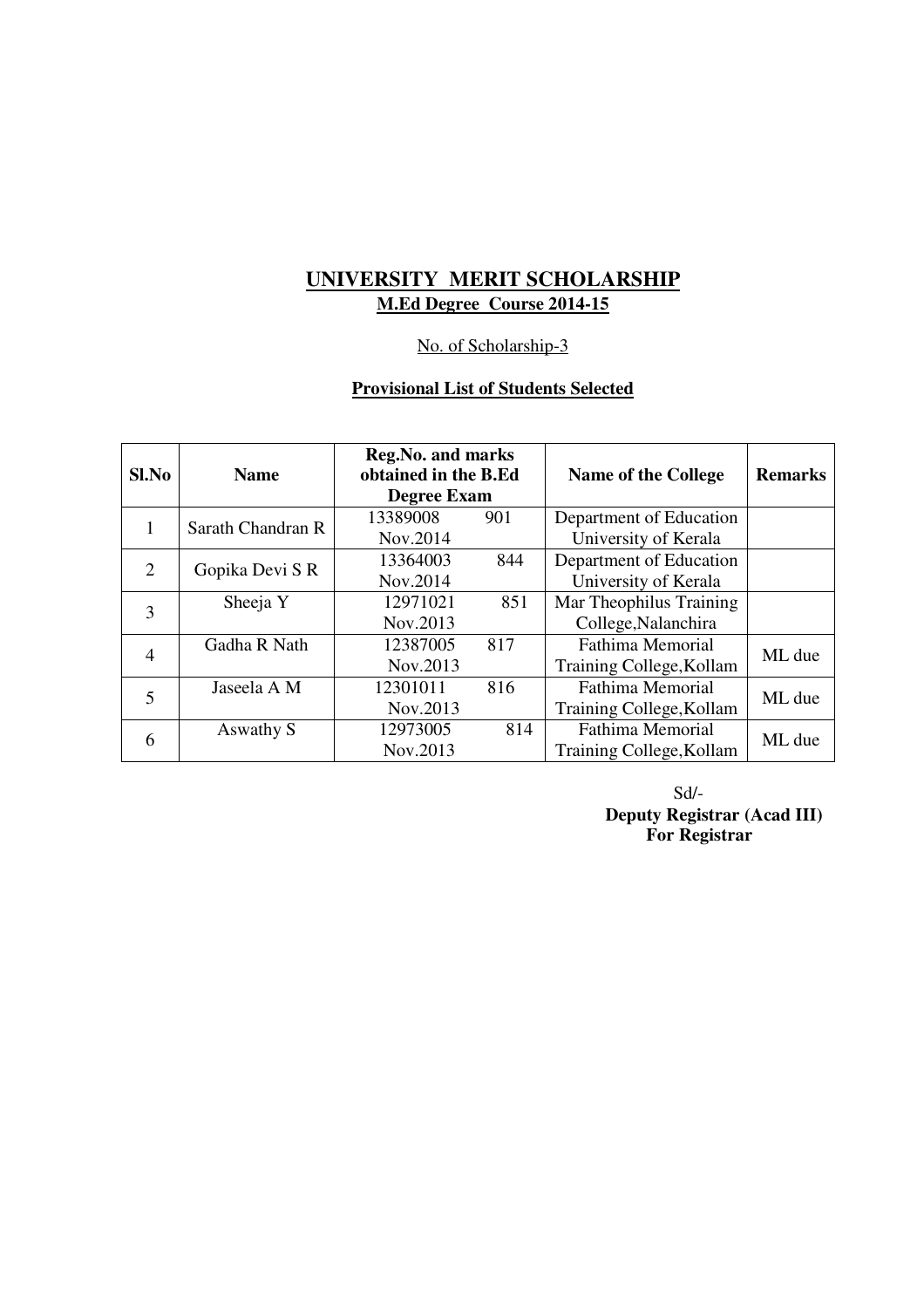# UNIVERSITY MERIT SCHOLARSHIP

## M.Ed Degree Course 2014-15

No. of Scholarship-3

**Provisional List of Students Selected**

| Sl.No | Name | Reg.No. and marks obtained in the B.Ed Degree Exam | Name of the College | Remarks |
|---|---|---|---|---|
| 1 | Sarath Chandran R | 13389008 901 Nov.2014 | Department of Education University of Kerala | |
| 2 | Gopika Devi S R | 13364003 844 Nov.2014 | Department of Education University of Kerala | |
| 3 | Sheeja Y | 12971021 851 Nov.2013 | Mar Theophilus Training College,Nalanchira | |
| 4 | Gadha R Nath | 12387005 817 Nov.2013 | Fathima Memorial Training College,Kollam | ML due |
| 5 | Jaseela A M | 12301011 816 Nov.2013 | Fathima Memorial Training College,Kollam | ML due |
| 6 | Aswathy S | 12973005 814 Nov.2013 | Fathima Memorial Training College,Kollam | ML due |

Sd/-
**Deputy Registrar (Acad III)**
**For Registrar**